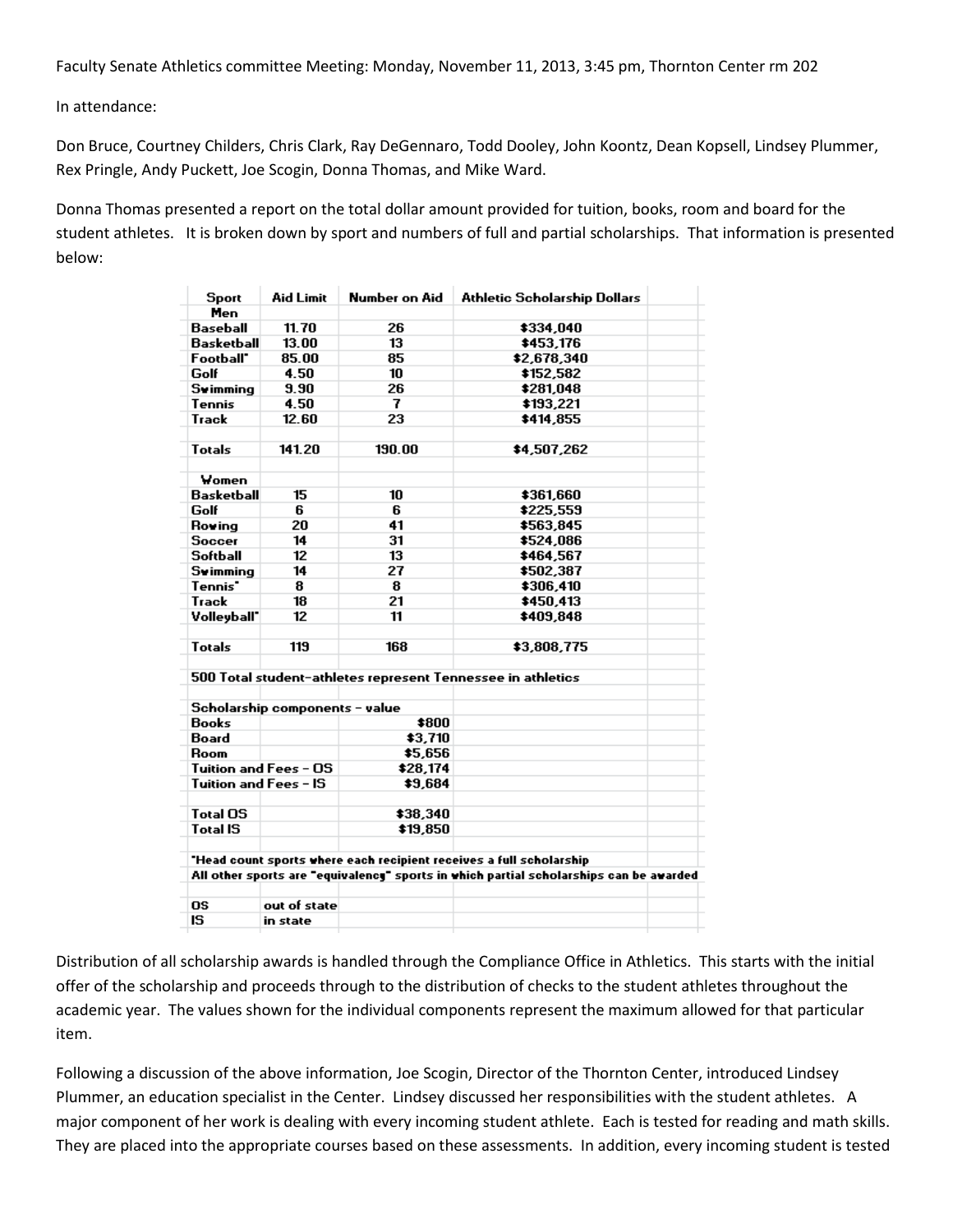Faculty Senate Athletics committee Meeting: Monday, November 11, 2013, 3:45 pm, Thornton Center rm 202

In attendance:

Don Bruce, Courtney Childers, Chris Clark, Ray DeGennaro, Todd Dooley, John Koontz, Dean Kopsell, Lindsey Plummer, Rex Pringle, Andy Puckett, Joe Scogin, Donna Thomas, and Mike Ward.

Donna Thomas presented a report on the total dollar amount provided for tuition, books, room and board for the student athletes. It is broken down by sport and numbers of full and partial scholarships. That information is presented below:

| Sport | Aid Limit | Number on Aid | Athletic Scholarship Dollars |
|---|---|---|---|
| **Men** | | | |
| Baseball | 11.70 | 26 | $334,040 |
| Basketball | 13.00 | 13 | $453,176 |
| Football* | 85.00 | 85 | $2,678,340 |
| Golf | 4.50 | 10 | $152,582 |
| Swimming | 9.90 | 26 | $281,048 |
| Tennis | 4.50 | 7 | $193,221 |
| Track | 12.60 | 23 | $414,855 |
| Totals | 141.20 | 190.00 | $4,507,262 |
| **Women** | | | |
| Basketball | 15 | 10 | $361,660 |
| Golf | 6 | 6 | $225,559 |
| Rowing | 20 | 41 | $563,845 |
| Soccer | 14 | 31 | $524,086 |
| Softball | 12 | 13 | $464,567 |
| Swimming | 14 | 27 | $502,387 |
| Tennis* | 8 | 8 | $306,410 |
| Track | 18 | 21 | $450,413 |
| Volleyball* | 12 | 11 | $409,848 |
| Totals | 119 | 168 | $3,808,775 |

500 Total student-athletes represent Tennessee in athletics

| Scholarship components - value | |
|---|---|
| Books | $800 |
| Board | $3,710 |
| Room | $5,656 |
| Tuition and Fees - OS | $28,174 |
| Tuition and Fees - IS | $9,684 |
| Total OS | $38,340 |
| Total IS | $19,850 |

*Head count sports where each recipient receives a full scholarship
All other sports are "equivalency" sports in which partial scholarships can be awarded

| | |
|---|---|
| OS | out of state |
| IS | in state |

Distribution of all scholarship awards is handled through the Compliance Office in Athletics. This starts with the initial offer of the scholarship and proceeds through to the distribution of checks to the student athletes throughout the academic year. The values shown for the individual components represent the maximum allowed for that particular item.

Following a discussion of the above information, Joe Scogin, Director of the Thornton Center, introduced Lindsey Plummer, an education specialist in the Center. Lindsey discussed her responsibilities with the student athletes. A major component of her work is dealing with every incoming student athlete. Each is tested for reading and math skills. They are placed into the appropriate courses based on these assessments. In addition, every incoming student is tested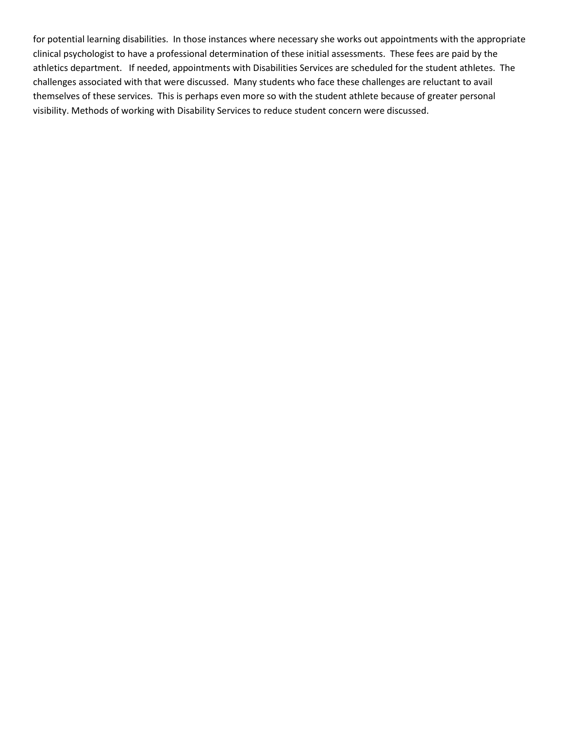for potential learning disabilities. In those instances where necessary she works out appointments with the appropriate clinical psychologist to have a professional determination of these initial assessments. These fees are paid by the athletics department. If needed, appointments with Disabilities Services are scheduled for the student athletes. The challenges associated with that were discussed. Many students who face these challenges are reluctant to avail themselves of these services. This is perhaps even more so with the student athlete because of greater personal visibility. Methods of working with Disability Services to reduce student concern were discussed.